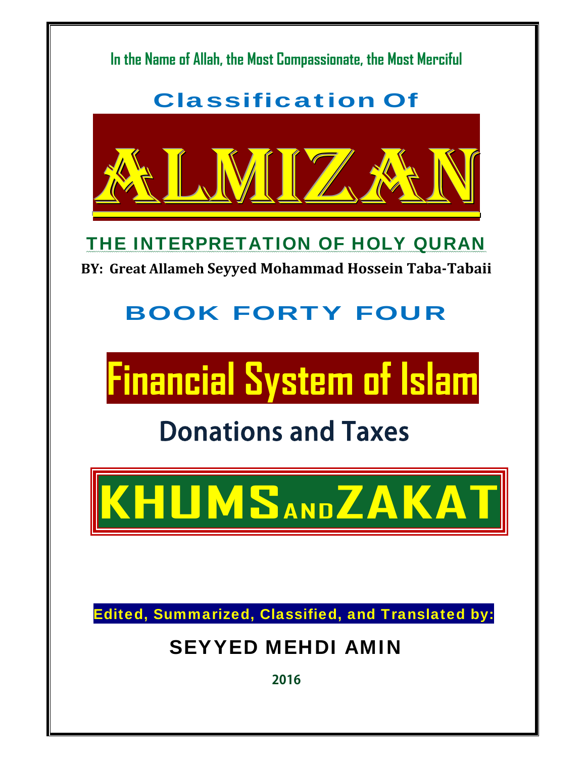In the Name of Allah, the Most Compassionate, the Most Merciful

# Classification Of

# ALMIZAN

## THE INTERPRETATION OF HOLY QURAN

**BY: Great Allameh Seyyed Mohammad Hossein Taba-Tabaii**

## BOOK FORTY FOUR

# Financial System of Islam

## Donations and Taxes

# KHUMS AND ZAKAT

Edited, Summarized, Classified, and Translated by:

**SEYYED MEHDI AMIN**

**2016**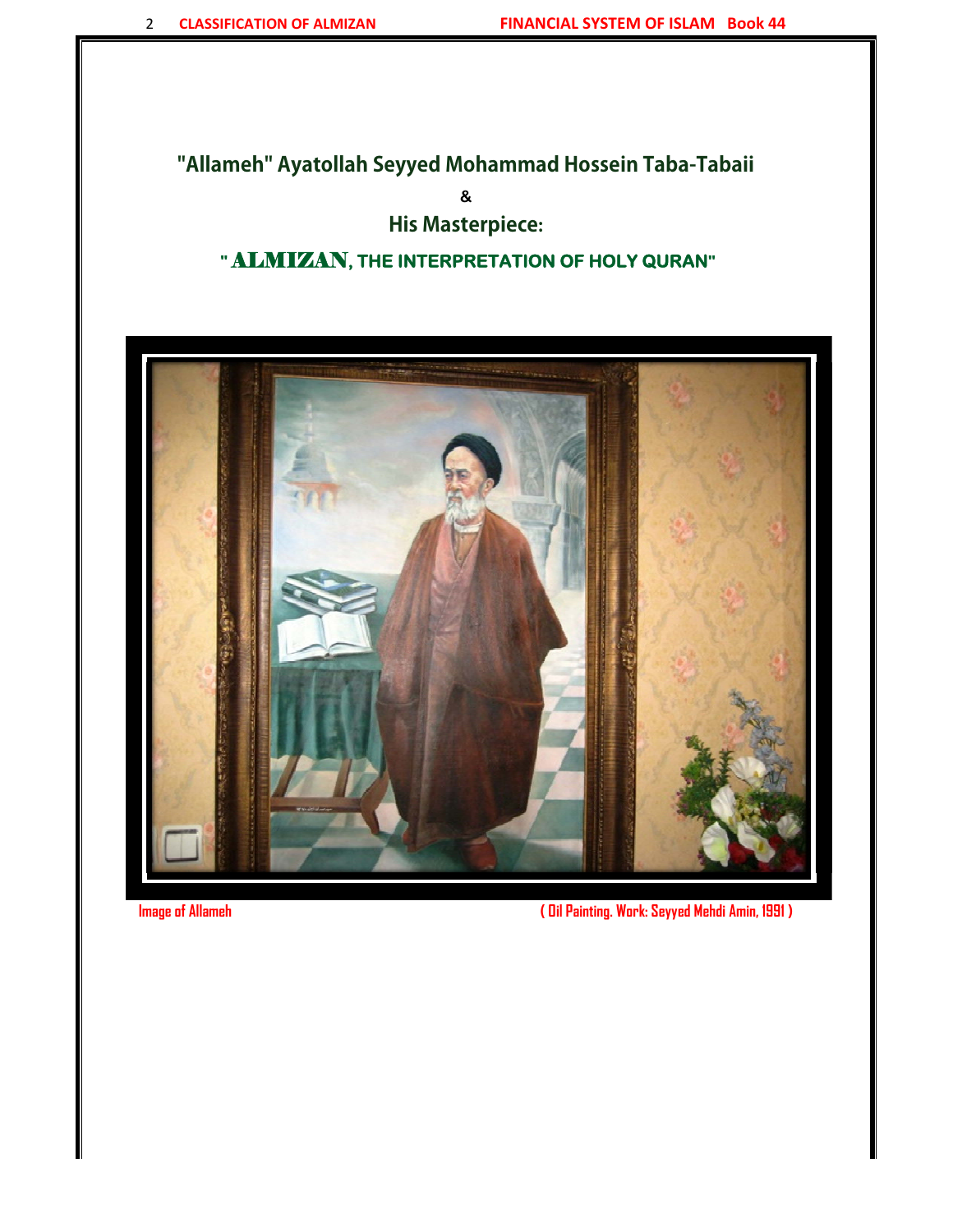# "Allameh" Ayatollah Seyyed Mohammad Hossein Taba-Tabaii

&

## His Masterpiece:

## " ALMIZAN, THE INTERPRETATION OF HOLY QURAN"

Image of Allameh ( Oil Painting. Work: Seyyed Mehdi Amin, 1991 )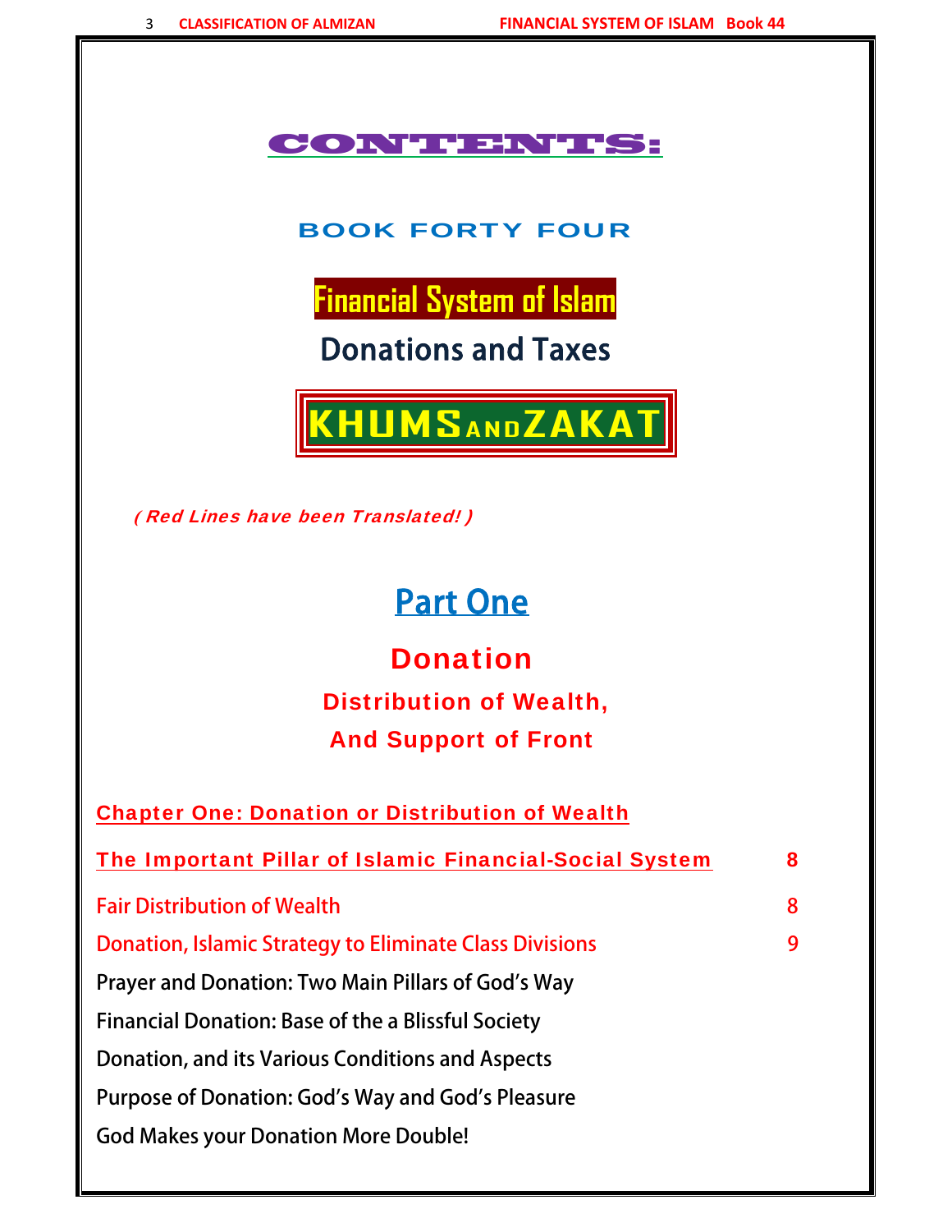# CONTENTS:

## BOOK FORTY FOUR

# Financial System of Islam

## Donations and Taxes

# KHUMS AND ZAKAT

*( Red Lines have been Translated! )*

## Part One

## Donation

### Distribution of Wealth,

### And Support of Front

**Chapter One: Donation or Distribution of Wealth**

| | |
|---|---|
| The Important Pillar of Islamic Financial-Social System | 8 |
| Fair Distribution of Wealth | 8 |
| Donation, Islamic Strategy to Eliminate Class Divisions | 9 |
| Prayer and Donation: Two Main Pillars of God's Way | |
| Financial Donation: Base of the a Blissful Society | |
| Donation, and its Various Conditions and Aspects | |
| Purpose of Donation: God's Way and God's Pleasure | |
| God Makes your Donation More Double! | |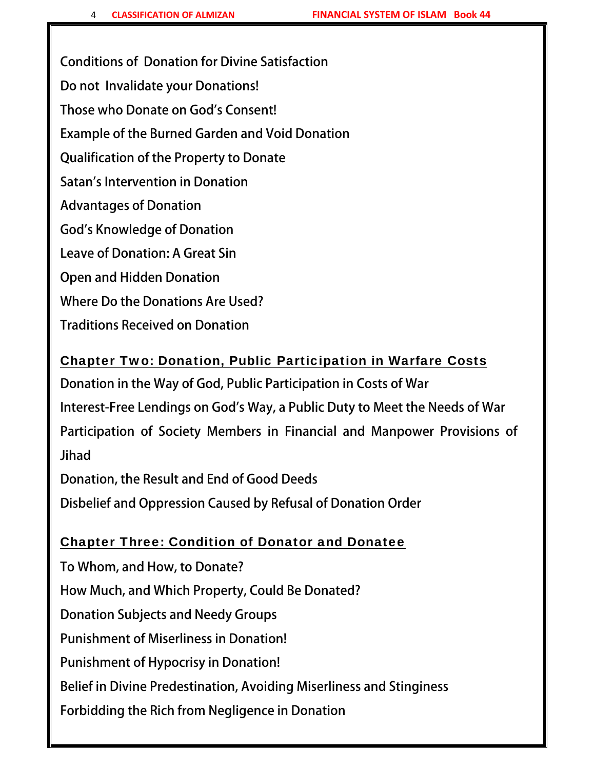Conditions of Donation for Divine Satisfaction

Do not Invalidate your Donations!

Those who Donate on God's Consent!

Example of the Burned Garden and Void Donation

Qualification of the Property to Donate

Satan's Intervention in Donation

Advantages of Donation

God's Knowledge of Donation

Leave of Donation: A Great Sin

Open and Hidden Donation

Where Do the Donations Are Used?

Traditions Received on Donation

## Chapter Two: Donation, Public Participation in Warfare Costs

Donation in the Way of God, Public Participation in Costs of War

Interest-Free Lendings on God's Way, a Public Duty to Meet the Needs of War

Participation of Society Members in Financial and Manpower Provisions of Jihad

Donation, the Result and End of Good Deeds

Disbelief and Oppression Caused by Refusal of Donation Order

## Chapter Three: Condition of Donator and Donatee

To Whom, and How, to Donate?

How Much, and Which Property, Could Be Donated?

Donation Subjects and Needy Groups

Punishment of Miserliness in Donation!

Punishment of Hypocrisy in Donation!

Belief in Divine Predestination, Avoiding Miserliness and Stinginess

Forbidding the Rich from Negligence in Donation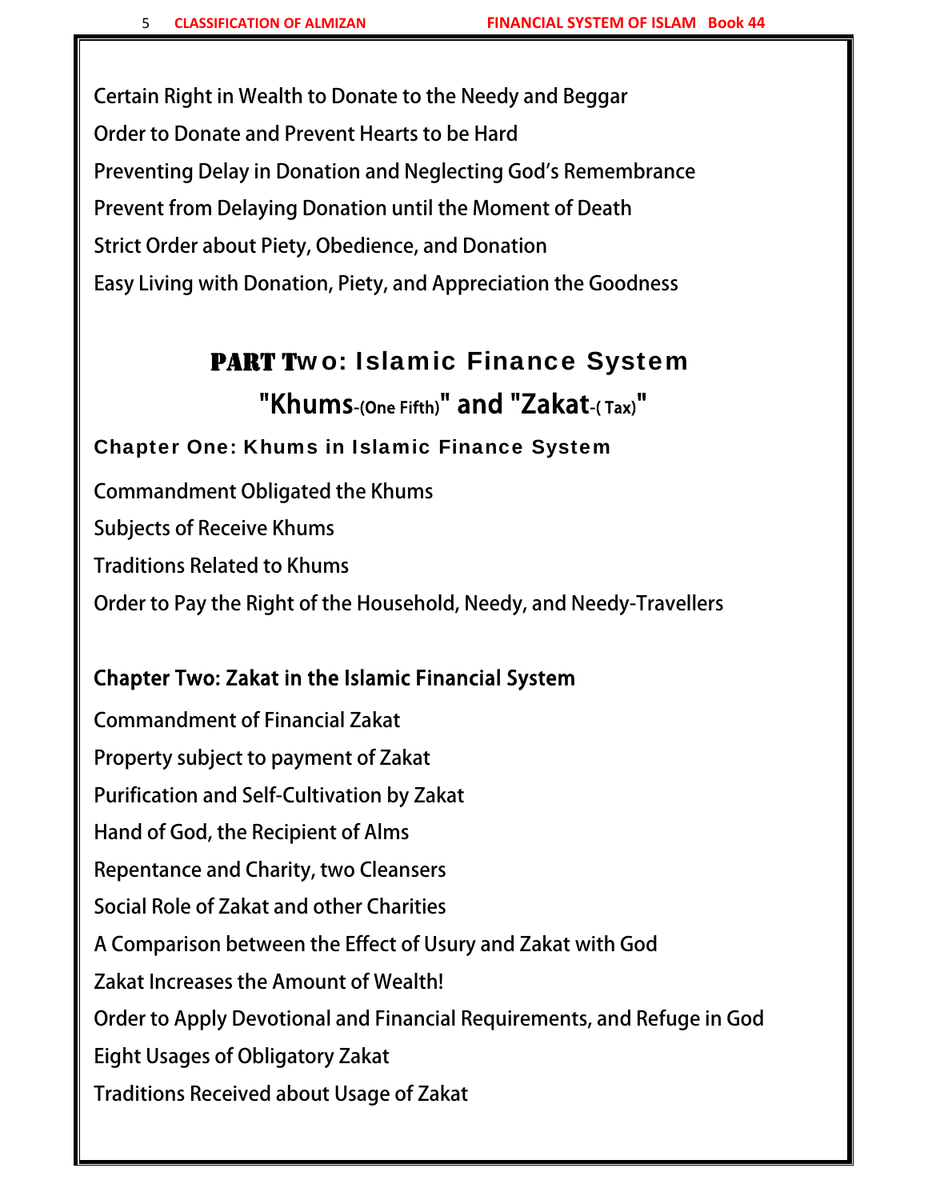Certain Right in Wealth to Donate to the Needy and Beggar

Order to Donate and Prevent Hearts to be Hard

Preventing Delay in Donation and Neglecting God's Remembrance

Prevent from Delaying Donation until the Moment of Death

Strict Order about Piety, Obedience, and Donation

Easy Living with Donation, Piety, and Appreciation the Goodness

## PART Two: Islamic Finance System

## "Khums-(One Fifth)" and "Zakat-( Tax)"

### Chapter One: Khums in Islamic Finance System

Commandment Obligated the Khums

Subjects of Receive Khums

Traditions Related to Khums

Order to Pay the Right of the Household, Needy, and Needy-Travellers

### Chapter Two: Zakat in the Islamic Financial System

Commandment of Financial Zakat

Property subject to payment of Zakat

Purification and Self-Cultivation by Zakat

Hand of God, the Recipient of Alms

Repentance and Charity, two Cleansers

Social Role of Zakat and other Charities

A Comparison between the Effect of Usury and Zakat with God

Zakat Increases the Amount of Wealth!

Order to Apply Devotional and Financial Requirements, and Refuge in God

Eight Usages of Obligatory Zakat

Traditions Received about Usage of Zakat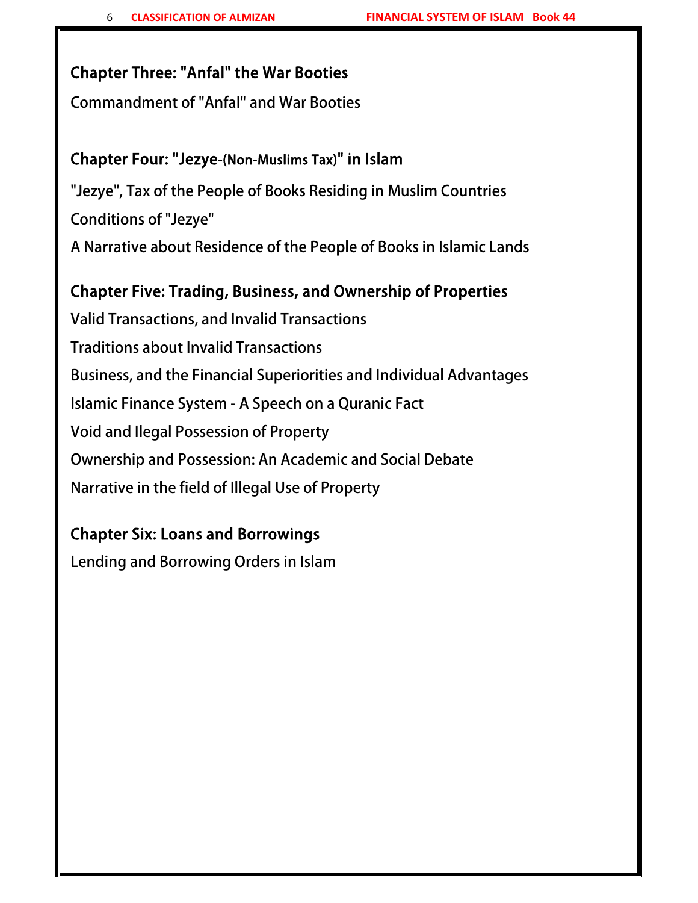## Chapter Three: "Anfal" the War Booties

Commandment of "Anfal" and War Booties

## Chapter Four: "Jezye-(Non-Muslims Tax)" in Islam

"Jezye", Tax of the People of Books Residing in Muslim Countries

Conditions of "Jezye"

A Narrative about Residence of the People of Books in Islamic Lands

## Chapter Five: Trading, Business, and Ownership of Properties

Valid Transactions, and Invalid Transactions

Traditions about Invalid Transactions

Business, and the Financial Superiorities and Individual Advantages

Islamic Finance System - A Speech on a Quranic Fact

Void and Ilegal Possession of Property

Ownership and Possession: An Academic and Social Debate

Narrative in the field of Illegal Use of Property

## Chapter Six: Loans and Borrowings

Lending and Borrowing Orders in Islam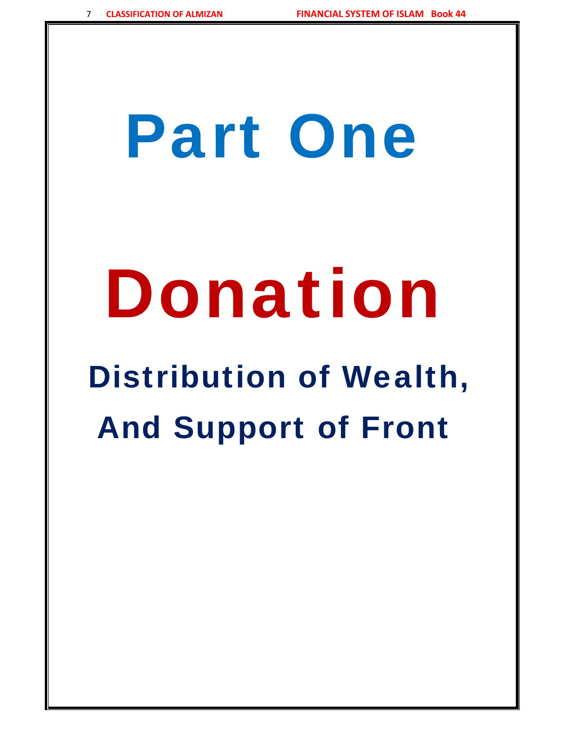# Part One

# Donation

## Distribution of Wealth,

## And Support of Front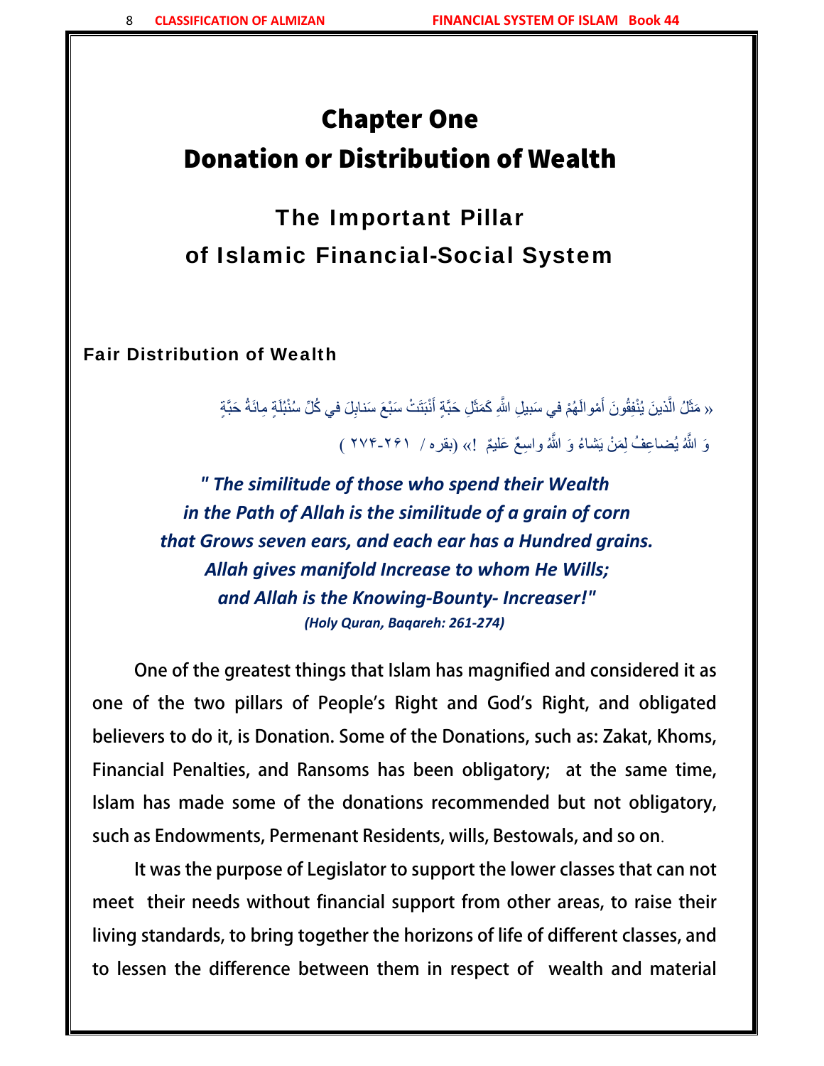# Chapter One

# Donation or Distribution of Wealth

## The Important Pillar
## of Islamic Financial-Social System

### Fair Distribution of Wealth

« مَثَلُ الَّذينَ يُنْفِقُونَ أَمْوالَهُمْ في سَبيلِ اللَّهِ كَمَثَلِ حَبَّةٍ أَنْبَتَتْ سَبْعَ سَنابِلَ في كُلِّ سُنْبُلَةٍ مِائَةُ حَبَّةٍ وَ اللَّهُ يُضاعِفُ لِمَنْ يَشاءُ وَ اللَّهُ واسِعٌ عَليمٌ !» (بقره / ۲۶۱-۲۷۴ )

***" The similitude of those who spend their Wealth in the Path of Allah is the similitude of a grain of corn that Grows seven ears, and each ear has a Hundred grains. Allah gives manifold Increase to whom He Wills; and Allah is the Knowing-Bounty- Increaser!"***

***(Holy Quran, Baqareh: 261-274)***

One of the greatest things that Islam has magnified and considered it as one of the two pillars of People's Right and God's Right, and obligated believers to do it, is Donation. Some of the Donations, such as: Zakat, Khoms, Financial Penalties, and Ransoms has been obligatory; at the same time, Islam has made some of the donations recommended but not obligatory, such as Endowments, Permenant Residents, wills, Bestowals, and so on.

It was the purpose of Legislator to support the lower classes that can not meet their needs without financial support from other areas, to raise their living standards, to bring together the horizons of life of different classes, and to lessen the difference between them in respect of wealth and material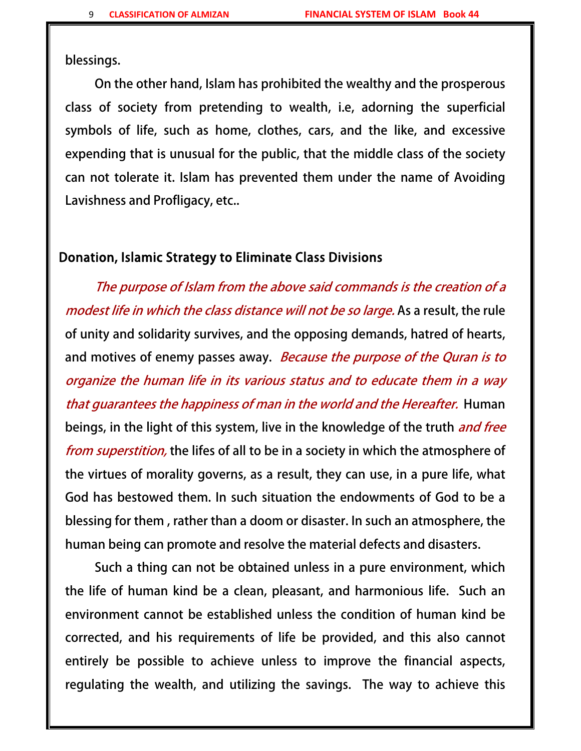blessings.

On the other hand, Islam has prohibited the wealthy and the prosperous class of society from pretending to wealth, i.e, adorning the superficial symbols of life, such as home, clothes, cars, and the like, and excessive expending that is unusual for the public, that the middle class of the society can not tolerate it. Islam has prevented them under the name of Avoiding Lavishness and Profligacy, etc..

## Donation, Islamic Strategy to Eliminate Class Divisions

*The purpose of Islam from the above said commands is the creation of a modest life in which the class distance will not be so large.* As a result, the rule of unity and solidarity survives, and the opposing demands, hatred of hearts, and motives of enemy passes away. *Because the purpose of the Quran is to organize the human life in its various status and to educate them in a way that guarantees the happiness of man in the world and the Hereafter.* Human beings, in the light of this system, live in the knowledge of the truth *and free from superstition,* the lifes of all to be in a society in which the atmosphere of the virtues of morality governs, as a result, they can use, in a pure life, what God has bestowed them. In such situation the endowments of God to be a blessing for them , rather than a doom or disaster. In such an atmosphere, the human being can promote and resolve the material defects and disasters.

Such a thing can not be obtained unless in a pure environment, which the life of human kind be a clean, pleasant, and harmonious life. Such an environment cannot be established unless the condition of human kind be corrected, and his requirements of life be provided, and this also cannot entirely be possible to achieve unless to improve the financial aspects, regulating the wealth, and utilizing the savings. The way to achieve this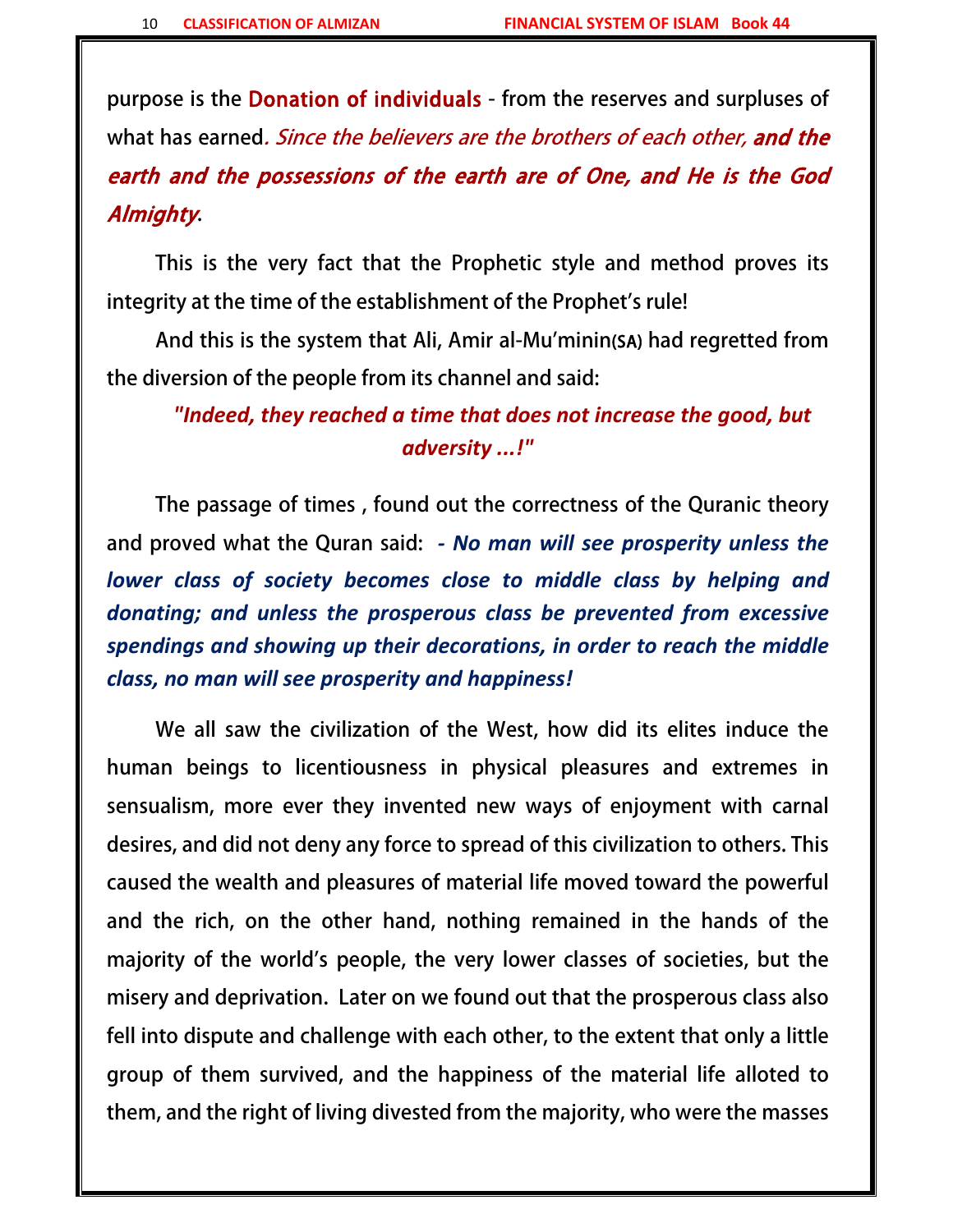purpose is the Donation of individuals - from the reserves and surpluses of what has earned. *Since the believers are the brothers of each other,* ***and the earth and the possessions of the earth are of One, and He is the God Almighty***.

This is the very fact that the Prophetic style and method proves its integrity at the time of the establishment of the Prophet's rule!

And this is the system that Ali, Amir al-Mu'minin(SA) had regretted from the diversion of the people from its channel and said:

***"Indeed, they reached a time that does not increase the good, but adversity ...!"***

The passage of times , found out the correctness of the Quranic theory and proved what the Quran said: ***- No man will see prosperity unless the lower class of society becomes close to middle class by helping and donating; and unless the prosperous class be prevented from excessive spendings and showing up their decorations, in order to reach the middle class, no man will see prosperity and happiness!***

We all saw the civilization of the West, how did its elites induce the human beings to licentiousness in physical pleasures and extremes in sensualism, more ever they invented new ways of enjoyment with carnal desires, and did not deny any force to spread of this civilization to others. This caused the wealth and pleasures of material life moved toward the powerful and the rich, on the other hand, nothing remained in the hands of the majority of the world's people, the very lower classes of societies, but the misery and deprivation. Later on we found out that the prosperous class also fell into dispute and challenge with each other, to the extent that only a little group of them survived, and the happiness of the material life alloted to them, and the right of living divested from the majority, who were the masses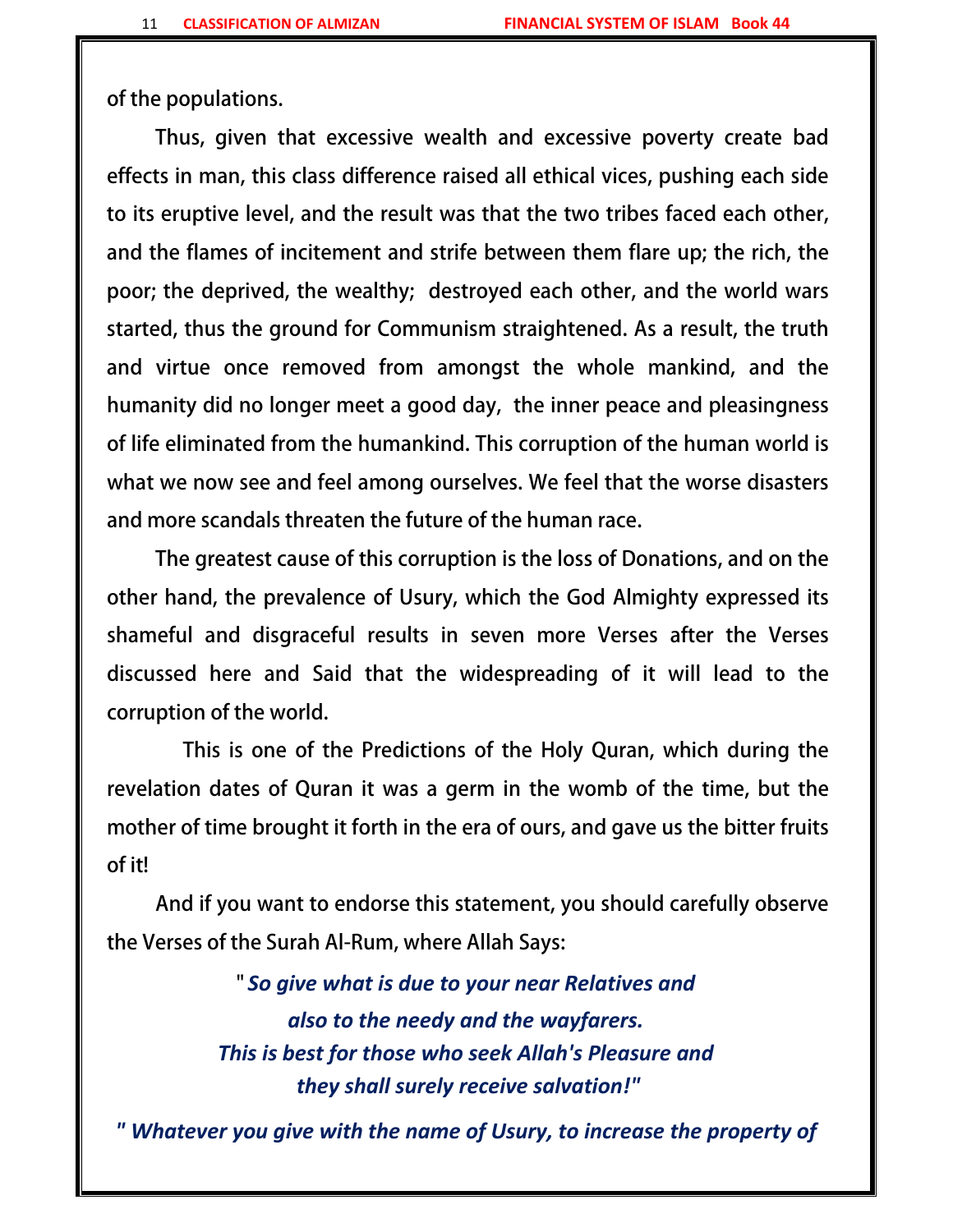of the populations.

Thus, given that excessive wealth and excessive poverty create bad effects in man, this class difference raised all ethical vices, pushing each side to its eruptive level, and the result was that the two tribes faced each other, and the flames of incitement and strife between them flare up; the rich, the poor; the deprived, the wealthy; destroyed each other, and the world wars started, thus the ground for Communism straightened. As a result, the truth and virtue once removed from amongst the whole mankind, and the humanity did no longer meet a good day, the inner peace and pleasingness of life eliminated from the humankind. This corruption of the human world is what we now see and feel among ourselves. We feel that the worse disasters and more scandals threaten the future of the human race.

The greatest cause of this corruption is the loss of Donations, and on the other hand, the prevalence of Usury, which the God Almighty expressed its shameful and disgraceful results in seven more Verses after the Verses discussed here and Said that the widespreading of it will lead to the corruption of the world.

This is one of the Predictions of the Holy Quran, which during the revelation dates of Quran it was a germ in the womb of the time, but the mother of time brought it forth in the era of ours, and gave us the bitter fruits of it!

And if you want to endorse this statement, you should carefully observe the Verses of the Surah Al-Rum, where Allah Says:

***" So give what is due to your near Relatives and also to the needy and the wayfarers. This is best for those who seek Allah's Pleasure and they shall surely receive salvation!"***

***" Whatever you give with the name of Usury, to increase the property of***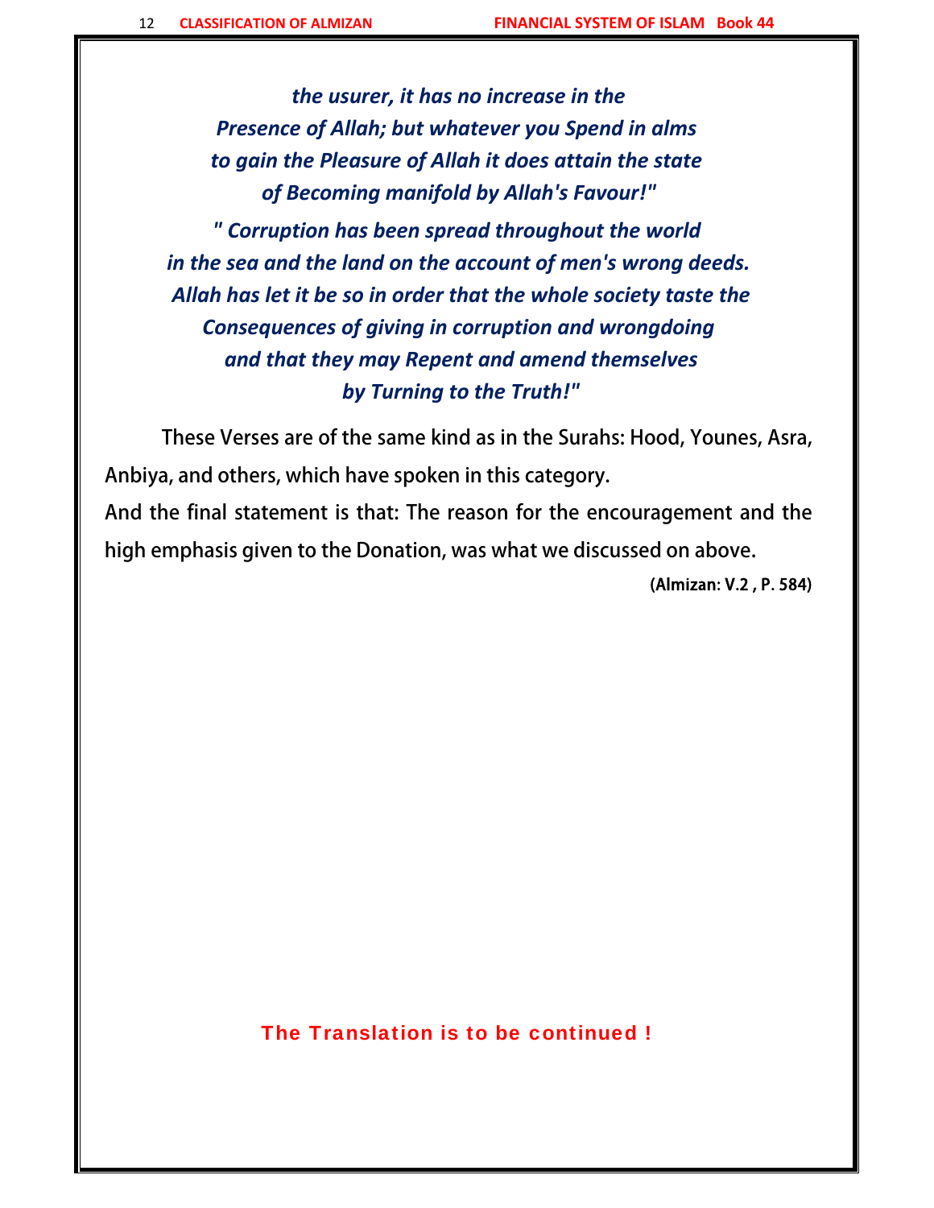***the usurer, it has no increase in the Presence of Allah; but whatever you Spend in alms to gain the Pleasure of Allah it does attain the state of Becoming manifold by Allah's Favour!"***

***" Corruption has been spread throughout the world in the sea and the land on the account of men's wrong deeds. Allah has let it be so in order that the whole society taste the Consequences of giving in corruption and wrongdoing and that they may Repent and amend themselves by Turning to the Truth!"***

These Verses are of the same kind as in the Surahs: Hood, Younes, Asra, Anbiya, and others, which have spoken in this category.

And the final statement is that: The reason for the encouragement and the high emphasis given to the Donation, was what we discussed on above.

**(Almizan: V.2 , P. 584)**

**The Translation is to be continued !**